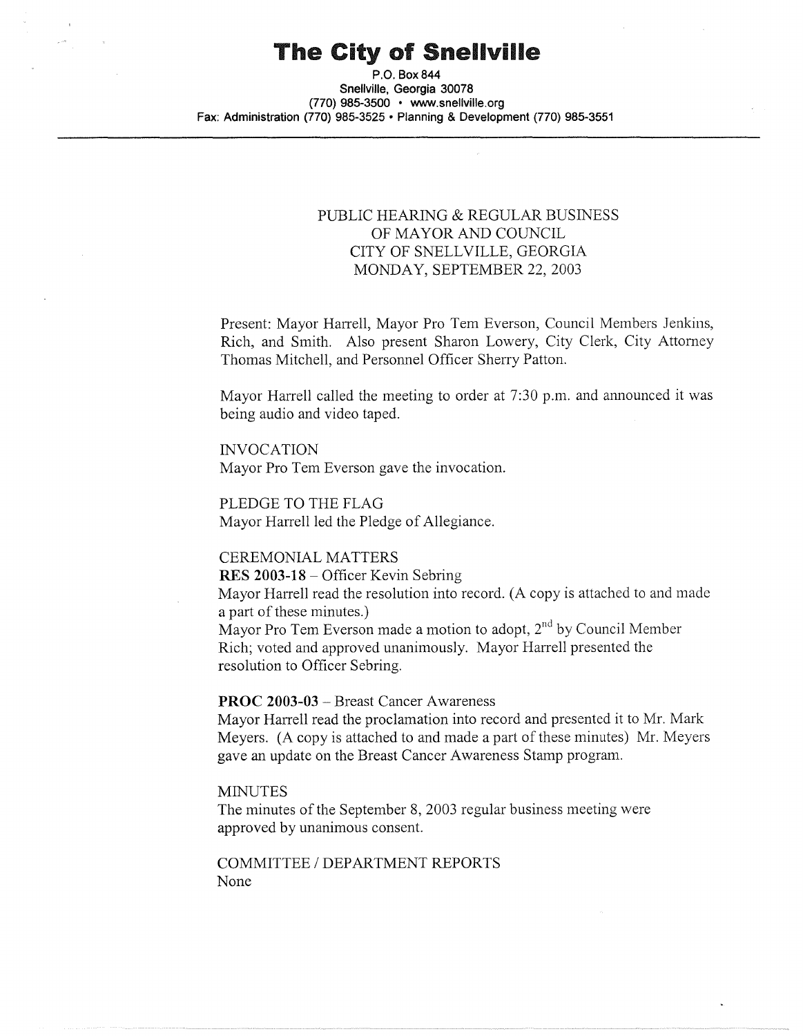# The City of Snellville

P.O. Box 844
Snellville, Georgia 30078
(770) 985-3500 • www.snellville.org
Fax: Administration (770) 985-3525 • Planning & Development (770) 985-3551

PUBLIC HEARING & REGULAR BUSINESS
OF MAYOR AND COUNCIL
CITY OF SNELLVILLE, GEORGIA
MONDAY, SEPTEMBER 22, 2003

Present: Mayor Harrell, Mayor Pro Tem Everson, Council Members Jenkins, Rich, and Smith. Also present Sharon Lowery, City Clerk, City Attorney Thomas Mitchell, and Personnel Officer Sherry Patton.

Mayor Harrell called the meeting to order at 7:30 p.m. and announced it was being audio and video taped.

INVOCATION
Mayor Pro Tem Everson gave the invocation.

PLEDGE TO THE FLAG
Mayor Harrell led the Pledge of Allegiance.

CEREMONIAL MATTERS
**RES 2003-18** – Officer Kevin Sebring
Mayor Harrell read the resolution into record. (A copy is attached to and made a part of these minutes.)
Mayor Pro Tem Everson made a motion to adopt, 2nd by Council Member Rich; voted and approved unanimously. Mayor Harrell presented the resolution to Officer Sebring.

**PROC 2003-03** – Breast Cancer Awareness
Mayor Harrell read the proclamation into record and presented it to Mr. Mark Meyers. (A copy is attached to and made a part of these minutes) Mr. Meyers gave an update on the Breast Cancer Awareness Stamp program.

MINUTES
The minutes of the September 8, 2003 regular business meeting were approved by unanimous consent.

COMMITTEE / DEPARTMENT REPORTS
None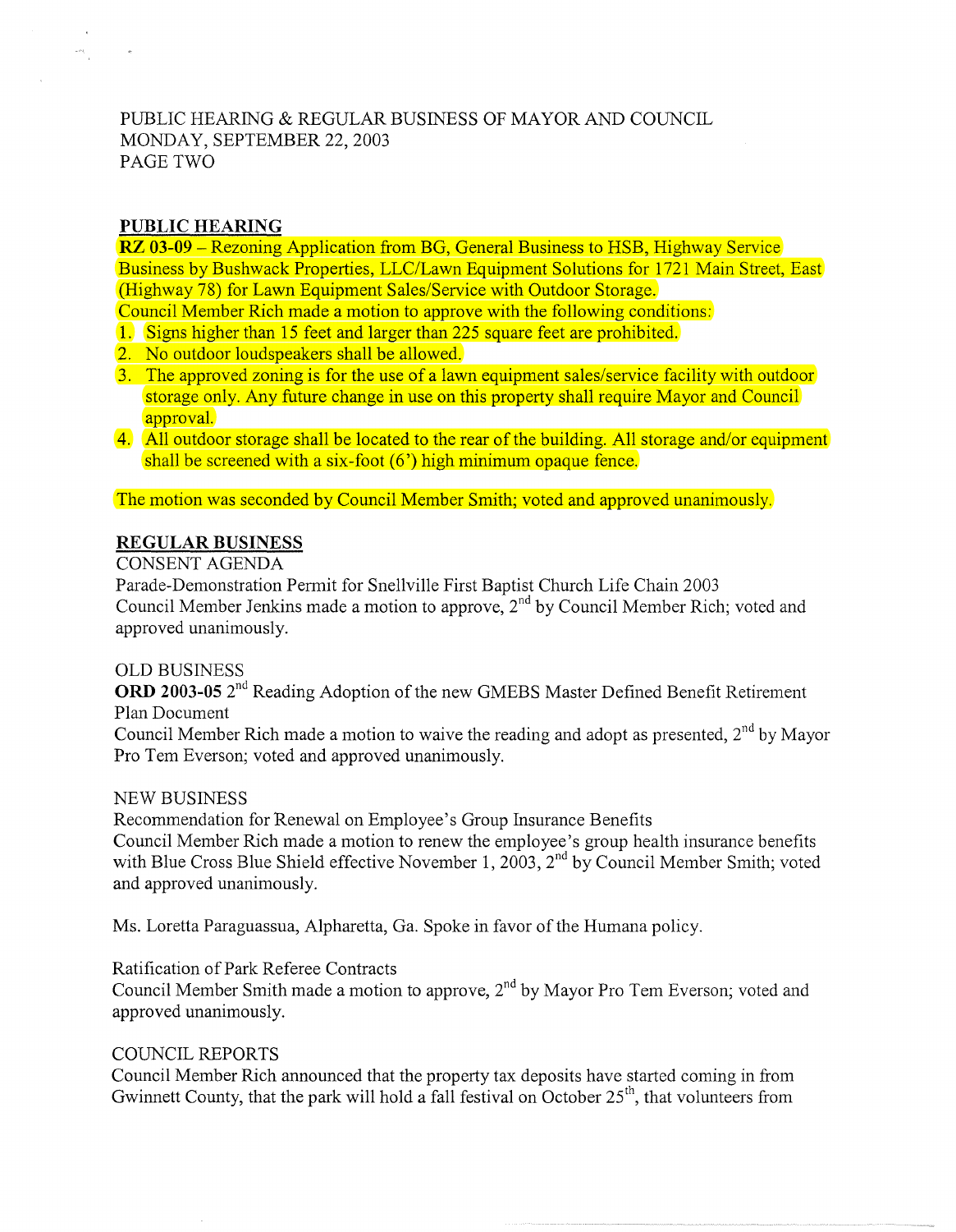PUBLIC HEARING & REGULAR BUSINESS OF MAYOR AND COUNCIL
MONDAY, SEPTEMBER 22, 2003
PAGE TWO

## PUBLIC HEARING

**RZ 03-09** – Rezoning Application from BG, General Business to HSB, Highway Service Business by Bushwack Properties, LLC/Lawn Equipment Solutions for 1721 Main Street, East (Highway 78) for Lawn Equipment Sales/Service with Outdoor Storage.

Council Member Rich made a motion to approve with the following conditions:

1. Signs higher than 15 feet and larger than 225 square feet are prohibited.
2. No outdoor loudspeakers shall be allowed.
3. The approved zoning is for the use of a lawn equipment sales/service facility with outdoor storage only. Any future change in use on this property shall require Mayor and Council approval.
4. All outdoor storage shall be located to the rear of the building. All storage and/or equipment shall be screened with a six-foot (6') high minimum opaque fence.

The motion was seconded by Council Member Smith; voted and approved unanimously.

## REGULAR BUSINESS

CONSENT AGENDA

Parade-Demonstration Permit for Snellville First Baptist Church Life Chain 2003
Council Member Jenkins made a motion to approve, 2nd by Council Member Rich; voted and approved unanimously.

OLD BUSINESS

**ORD 2003-05** 2nd Reading Adoption of the new GMEBS Master Defined Benefit Retirement Plan Document
Council Member Rich made a motion to waive the reading and adopt as presented, 2nd by Mayor Pro Tem Everson; voted and approved unanimously.

NEW BUSINESS

Recommendation for Renewal on Employee's Group Insurance Benefits
Council Member Rich made a motion to renew the employee's group health insurance benefits with Blue Cross Blue Shield effective November 1, 2003, 2nd by Council Member Smith; voted and approved unanimously.

Ms. Loretta Paraguassua, Alpharetta, Ga. Spoke in favor of the Humana policy.

Ratification of Park Referee Contracts
Council Member Smith made a motion to approve, 2nd by Mayor Pro Tem Everson; voted and approved unanimously.

COUNCIL REPORTS

Council Member Rich announced that the property tax deposits have started coming in from Gwinnett County, that the park will hold a fall festival on October 25th, that volunteers from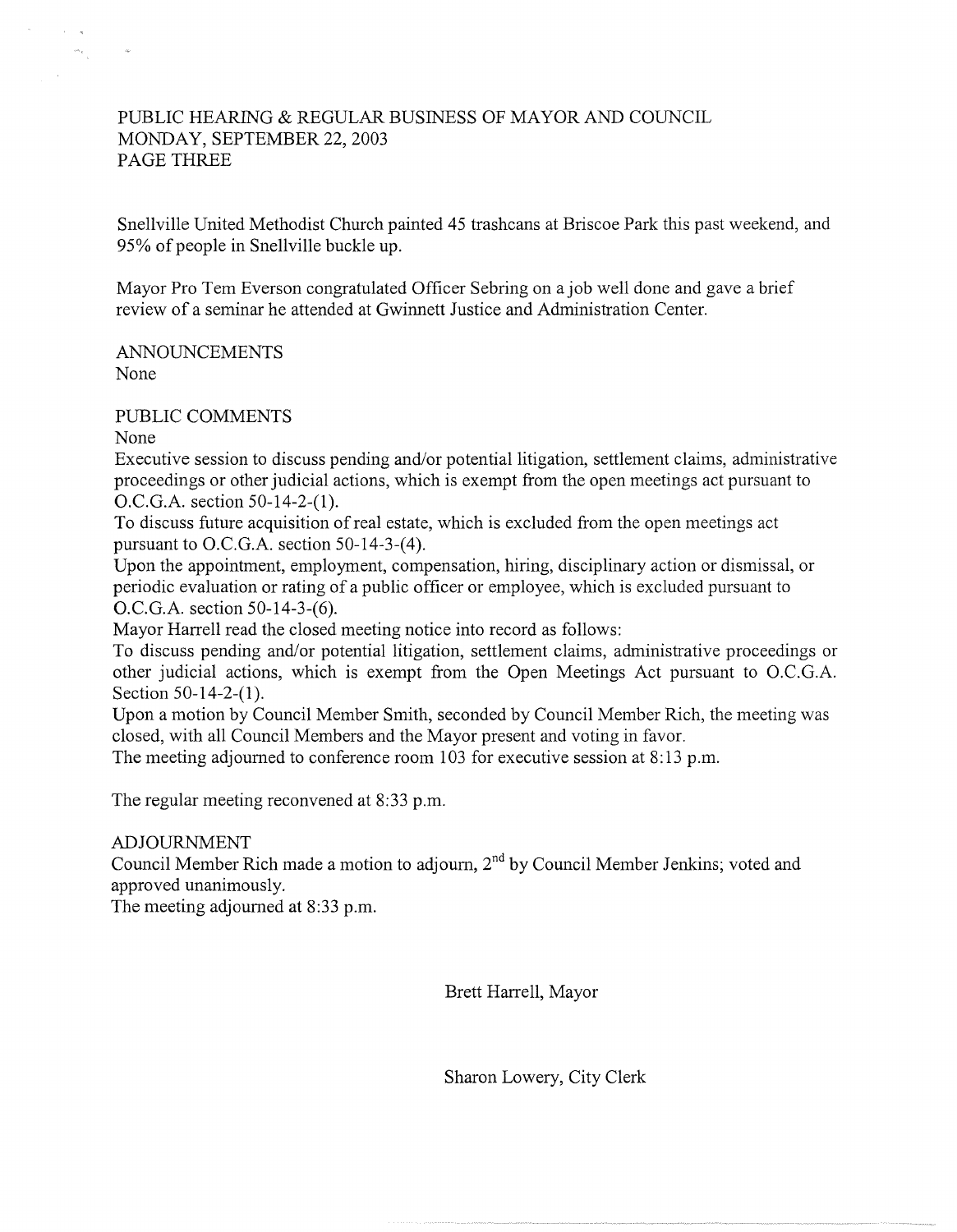PUBLIC HEARING & REGULAR BUSINESS OF MAYOR AND COUNCIL
MONDAY, SEPTEMBER 22, 2003
PAGE THREE

Snellville United Methodist Church painted 45 trashcans at Briscoe Park this past weekend, and 95% of people in Snellville buckle up.

Mayor Pro Tem Everson congratulated Officer Sebring on a job well done and gave a brief review of a seminar he attended at Gwinnett Justice and Administration Center.

ANNOUNCEMENTS
None

PUBLIC COMMENTS
None
Executive session to discuss pending and/or potential litigation, settlement claims, administrative proceedings or other judicial actions, which is exempt from the open meetings act pursuant to O.C.G.A. section 50-14-2-(1).
To discuss future acquisition of real estate, which is excluded from the open meetings act pursuant to O.C.G.A. section 50-14-3-(4).
Upon the appointment, employment, compensation, hiring, disciplinary action or dismissal, or periodic evaluation or rating of a public officer or employee, which is excluded pursuant to O.C.G.A. section 50-14-3-(6).
Mayor Harrell read the closed meeting notice into record as follows:
To discuss pending and/or potential litigation, settlement claims, administrative proceedings or other judicial actions, which is exempt from the Open Meetings Act pursuant to O.C.G.A. Section 50-14-2-(1).
Upon a motion by Council Member Smith, seconded by Council Member Rich, the meeting was closed, with all Council Members and the Mayor present and voting in favor.
The meeting adjourned to conference room 103 for executive session at 8:13 p.m.

The regular meeting reconvened at 8:33 p.m.

ADJOURNMENT
Council Member Rich made a motion to adjourn, 2nd by Council Member Jenkins; voted and approved unanimously.
The meeting adjourned at 8:33 p.m.

Brett Harrell, Mayor

Sharon Lowery, City Clerk